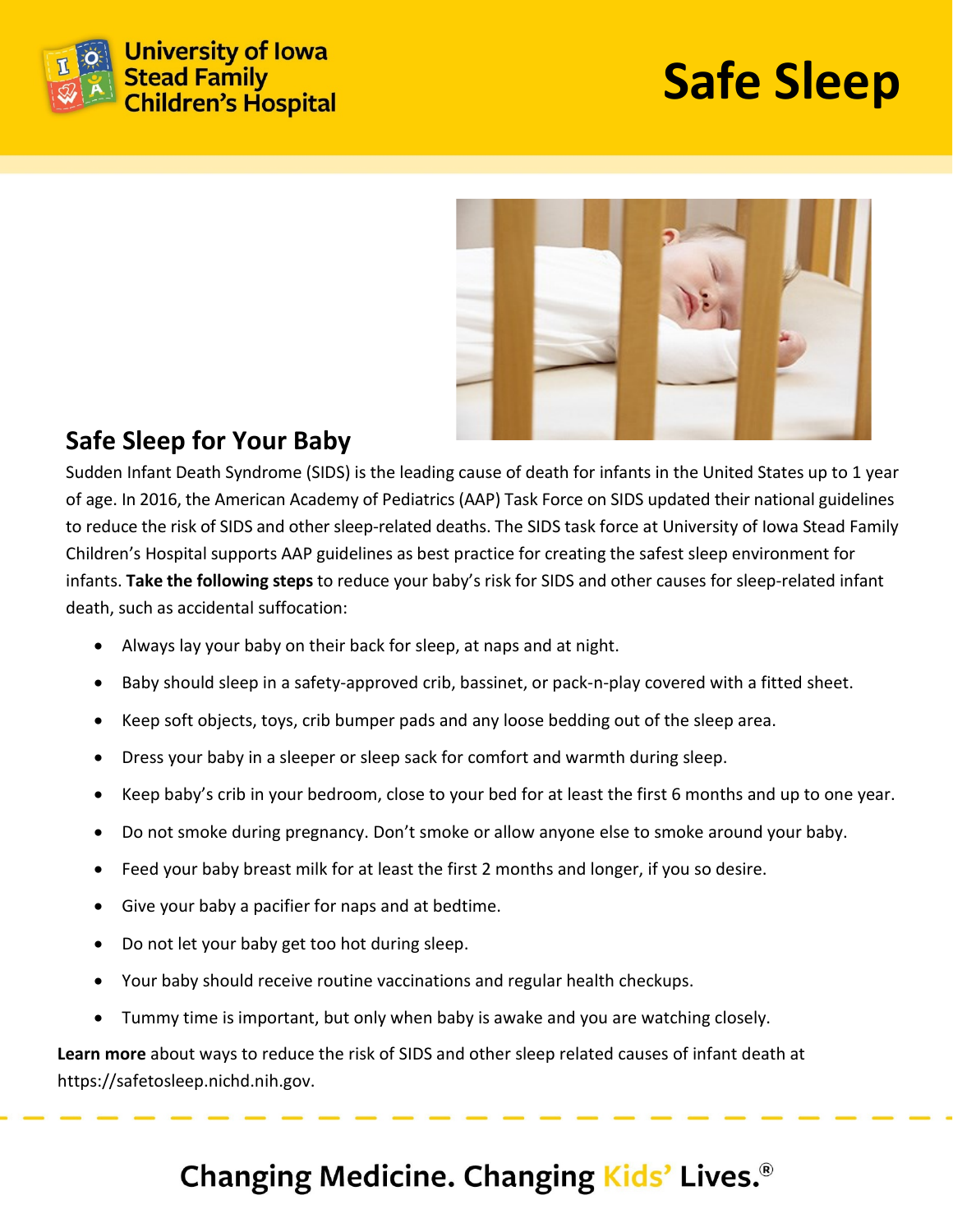University of Iowa Stead Family Children's Hospital

# Safe Sleep

## Safe Sleep for Your Baby

Sudden Infant Death Syndrome (SIDS) is the leading cause of death for infants in the United States up to 1 year of age. In 2016, the American Academy of Pediatrics (AAP) Task Force on SIDS updated their national guidelines to reduce the risk of SIDS and other sleep-related deaths. The SIDS task force at University of Iowa Stead Family Children's Hospital supports AAP guidelines as best practice for creating the safest sleep environment for infants. **Take the following steps** to reduce your baby's risk for SIDS and other causes for sleep-related infant death, such as accidental suffocation:

- Always lay your baby on their back for sleep, at naps and at night.
- Baby should sleep in a safety-approved crib, bassinet, or pack-n-play covered with a fitted sheet.
- Keep soft objects, toys, crib bumper pads and any loose bedding out of the sleep area.
- Dress your baby in a sleeper or sleep sack for comfort and warmth during sleep.
- Keep baby's crib in your bedroom, close to your bed for at least the first 6 months and up to one year.
- Do not smoke during pregnancy. Don't smoke or allow anyone else to smoke around your baby.
- Feed your baby breast milk for at least the first 2 months and longer, if you so desire.
- Give your baby a pacifier for naps and at bedtime.
- Do not let your baby get too hot during sleep.
- Your baby should receive routine vaccinations and regular health checkups.
- Tummy time is important, but only when baby is awake and you are watching closely.

**Learn more** about ways to reduce the risk of SIDS and other sleep related causes of infant death at https://safetosleep.nichd.nih.gov.

Changing Medicine. Changing Kids' Lives.®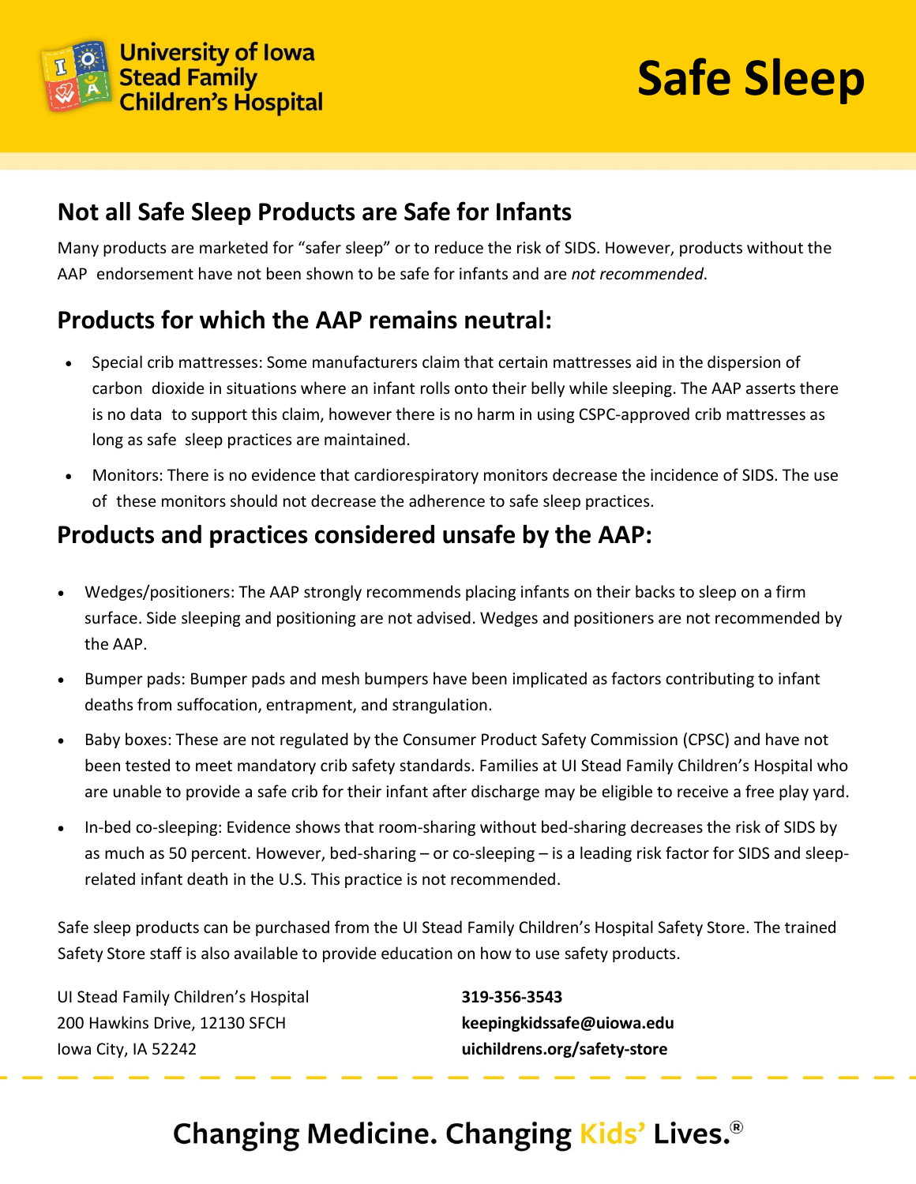University of Iowa Stead Family Children's Hospital

# Safe Sleep

## Not all Safe Sleep Products are Safe for Infants

Many products are marketed for "safer sleep" or to reduce the risk of SIDS. However, products without the AAP endorsement have not been shown to be safe for infants and are *not recommended*.

## Products for which the AAP remains neutral:

- Special crib mattresses: Some manufacturers claim that certain mattresses aid in the dispersion of carbon dioxide in situations where an infant rolls onto their belly while sleeping. The AAP asserts there is no data to support this claim, however there is no harm in using CSPC-approved crib mattresses as long as safe sleep practices are maintained.
- Monitors: There is no evidence that cardiorespiratory monitors decrease the incidence of SIDS. The use of these monitors should not decrease the adherence to safe sleep practices.

## Products and practices considered unsafe by the AAP:

- Wedges/positioners: The AAP strongly recommends placing infants on their backs to sleep on a firm surface. Side sleeping and positioning are not advised. Wedges and positioners are not recommended by the AAP.
- Bumper pads: Bumper pads and mesh bumpers have been implicated as factors contributing to infant deaths from suffocation, entrapment, and strangulation.
- Baby boxes: These are not regulated by the Consumer Product Safety Commission (CPSC) and have not been tested to meet mandatory crib safety standards. Families at UI Stead Family Children's Hospital who are unable to provide a safe crib for their infant after discharge may be eligible to receive a free play yard.
- In-bed co-sleeping: Evidence shows that room-sharing without bed-sharing decreases the risk of SIDS by as much as 50 percent. However, bed-sharing – or co-sleeping – is a leading risk factor for SIDS and sleep-related infant death in the U.S. This practice is not recommended.

Safe sleep products can be purchased from the UI Stead Family Children's Hospital Safety Store. The trained Safety Store staff is also available to provide education on how to use safety products.

UI Stead Family Children's Hospital
200 Hawkins Drive, 12130 SFCH
Iowa City, IA 52242

**319-356-3543**
**keepingkidssafe@uiowa.edu**
**uichildrens.org/safety-store**

**Changing Medicine. Changing Kids' Lives.®**